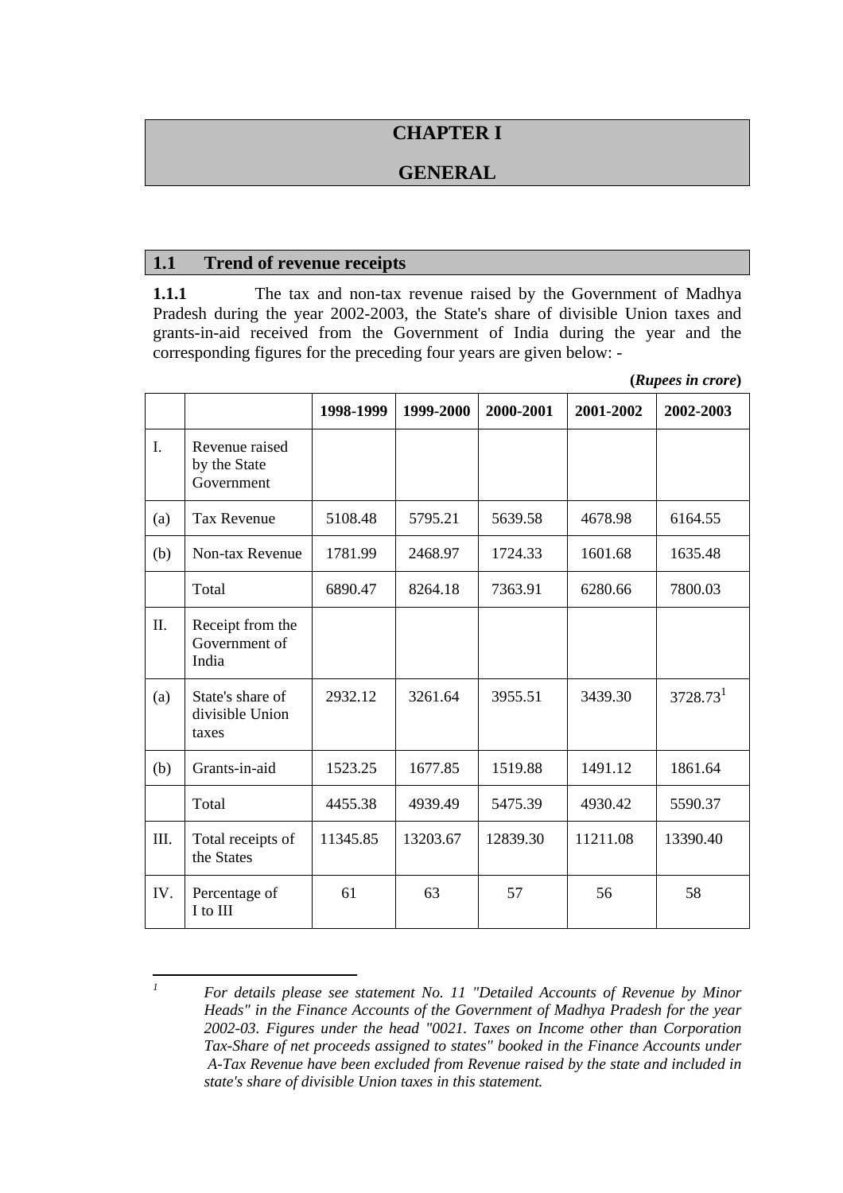# CHAPTER I

# GENERAL

## 1.1 Trend of revenue receipts

**1.1.1** The tax and non-tax revenue raised by the Government of Madhya Pradesh during the year 2002-2003, the State's share of divisible Union taxes and grants-in-aid received from the Government of India during the year and the corresponding figures for the preceding four years are given below: -

**(*Rupees in crore*)**

| | | 1998-1999 | 1999-2000 | 2000-2001 | 2001-2002 | 2002-2003 |
|---|---|---|---|---|---|---|
| I. | Revenue raised by the State Government | | | | | |
| (a) | Tax Revenue | 5108.48 | 5795.21 | 5639.58 | 4678.98 | 6164.55 |
| (b) | Non-tax Revenue | 1781.99 | 2468.97 | 1724.33 | 1601.68 | 1635.48 |
| | Total | 6890.47 | 8264.18 | 7363.91 | 6280.66 | 7800.03 |
| II. | Receipt from the Government of India | | | | | |
| (a) | State's share of divisible Union taxes | 2932.12 | 3261.64 | 3955.51 | 3439.30 | 3728.73[1] |
| (b) | Grants-in-aid | 1523.25 | 1677.85 | 1519.88 | 1491.12 | 1861.64 |
| | Total | 4455.38 | 4939.49 | 5475.39 | 4930.42 | 5590.37 |
| III. | Total receipts of the States | 11345.85 | 13203.67 | 12839.30 | 11211.08 | 13390.40 |
| IV. | Percentage of I to III | 61 | 63 | 57 | 56 | 58 |

[1] *For details please see statement No. 11 "Detailed Accounts of Revenue by Minor Heads" in the Finance Accounts of the Government of Madhya Pradesh for the year 2002-03. Figures under the head "0021. Taxes on Income other than Corporation Tax-Share of net proceeds assigned to states" booked in the Finance Accounts under A-Tax Revenue have been excluded from Revenue raised by the state and included in state's share of divisible Union taxes in this statement.*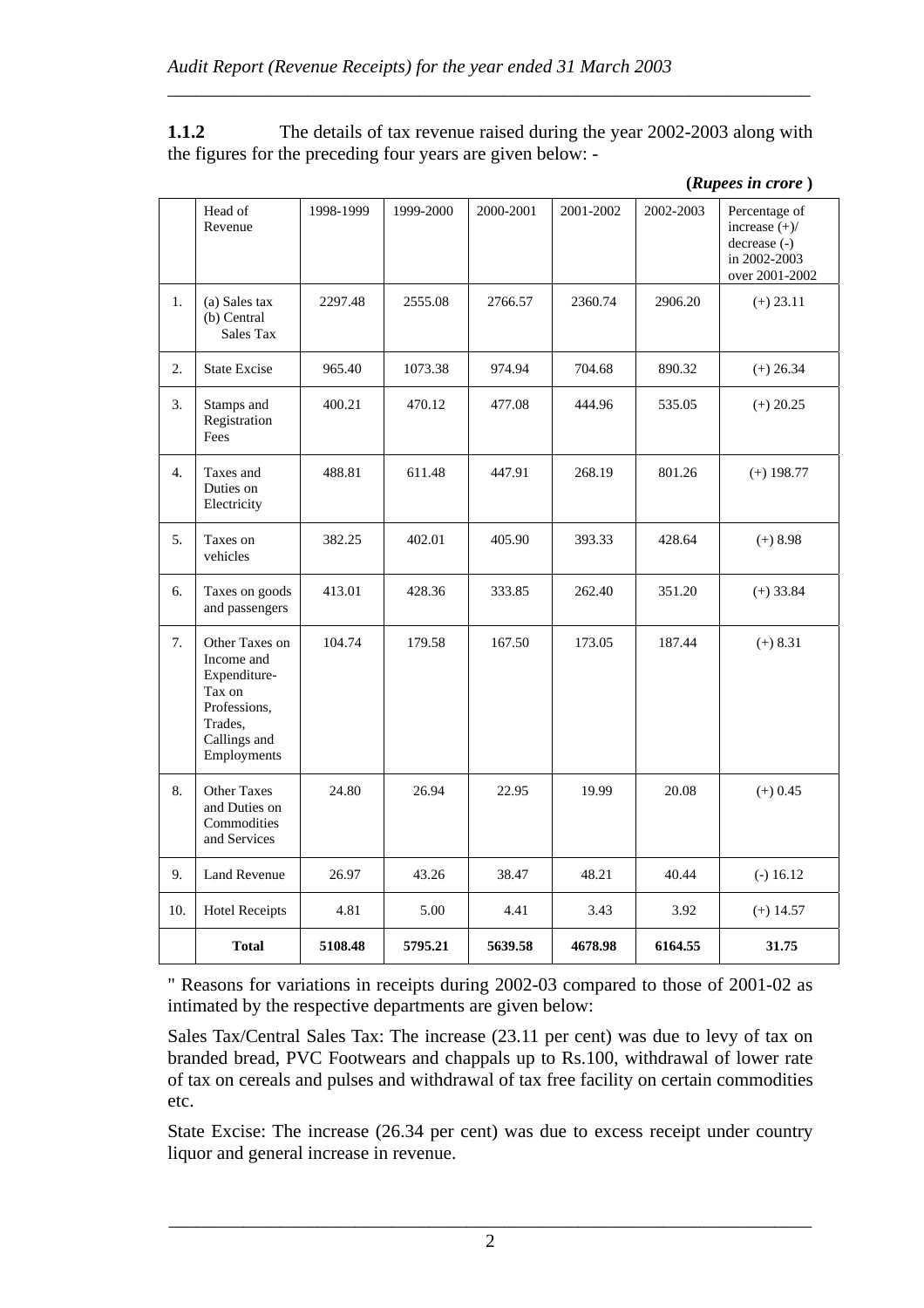**1.1.2** The details of tax revenue raised during the year 2002-2003 along with the figures for the preceding four years are given below: -

**(*Rupees in crore* )**

| | Head of Revenue | 1998-1999 | 1999-2000 | 2000-2001 | 2001-2002 | 2002-2003 | Percentage of increase (+)/ decrease (-) in 2002-2003 over 2001-2002 |
|---|---|---|---|---|---|---|---|
| 1. | (a) Sales tax (b) Central Sales Tax | 2297.48 | 2555.08 | 2766.57 | 2360.74 | 2906.20 | (+) 23.11 |
| 2. | State Excise | 965.40 | 1073.38 | 974.94 | 704.68 | 890.32 | (+) 26.34 |
| 3. | Stamps and Registration Fees | 400.21 | 470.12 | 477.08 | 444.96 | 535.05 | (+) 20.25 |
| 4. | Taxes and Duties on Electricity | 488.81 | 611.48 | 447.91 | 268.19 | 801.26 | (+) 198.77 |
| 5. | Taxes on vehicles | 382.25 | 402.01 | 405.90 | 393.33 | 428.64 | (+) 8.98 |
| 6. | Taxes on goods and passengers | 413.01 | 428.36 | 333.85 | 262.40 | 351.20 | (+) 33.84 |
| 7. | Other Taxes on Income and Expenditure-Tax on Professions, Trades, Callings and Employments | 104.74 | 179.58 | 167.50 | 173.05 | 187.44 | (+) 8.31 |
| 8. | Other Taxes and Duties on Commodities and Services | 24.80 | 26.94 | 22.95 | 19.99 | 20.08 | (+) 0.45 |
| 9. | Land Revenue | 26.97 | 43.26 | 38.47 | 48.21 | 40.44 | (-) 16.12 |
| 10. | Hotel Receipts | 4.81 | 5.00 | 4.41 | 3.43 | 3.92 | (+) 14.57 |
| | **Total** | **5108.48** | **5795.21** | **5639.58** | **4678.98** | **6164.55** | **31.75** |

" Reasons for variations in receipts during 2002-03 compared to those of 2001-02 as intimated by the respective departments are given below:

Sales Tax/Central Sales Tax: The increase (23.11 per cent) was due to levy of tax on branded bread, PVC Footwears and chappals up to Rs.100, withdrawal of lower rate of tax on cereals and pulses and withdrawal of tax free facility on certain commodities etc.

State Excise: The increase (26.34 per cent) was due to excess receipt under country liquor and general increase in revenue.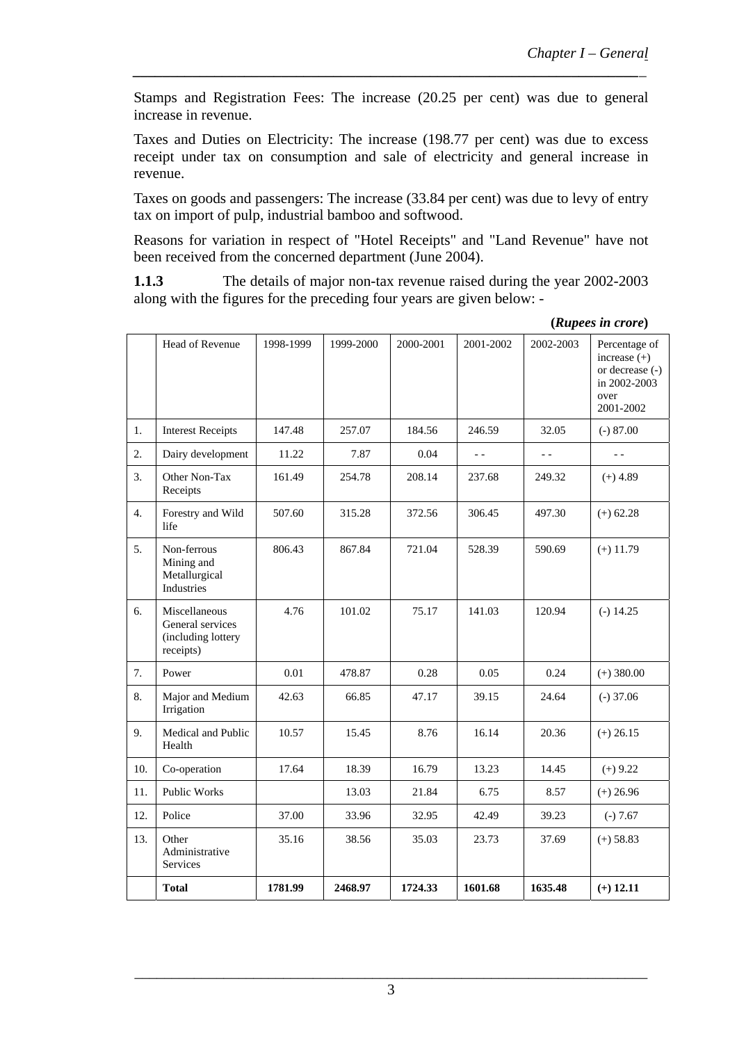Stamps and Registration Fees: The increase (20.25 per cent) was due to general increase in revenue.

Taxes and Duties on Electricity: The increase (198.77 per cent) was due to excess receipt under tax on consumption and sale of electricity and general increase in revenue.

Taxes on goods and passengers: The increase (33.84 per cent) was due to levy of entry tax on import of pulp, industrial bamboo and softwood.

Reasons for variation in respect of "Hotel Receipts" and "Land Revenue" have not been received from the concerned department (June 2004).

**1.1.3** The details of major non-tax revenue raised during the year 2002-2003 along with the figures for the preceding four years are given below: -

**(*Rupees in crore*)**

| | Head of Revenue | 1998-1999 | 1999-2000 | 2000-2001 | 2001-2002 | 2002-2003 | Percentage of increase (+) or decrease (-) in 2002-2003 over 2001-2002 |
|---|---|---|---|---|---|---|---|
| 1. | Interest Receipts | 147.48 | 257.07 | 184.56 | 246.59 | 32.05 | (-) 87.00 |
| 2. | Dairy development | 11.22 | 7.87 | 0.04 | - - | - - | - - |
| 3. | Other Non-Tax Receipts | 161.49 | 254.78 | 208.14 | 237.68 | 249.32 | (+) 4.89 |
| 4. | Forestry and Wild life | 507.60 | 315.28 | 372.56 | 306.45 | 497.30 | (+) 62.28 |
| 5. | Non-ferrous Mining and Metallurgical Industries | 806.43 | 867.84 | 721.04 | 528.39 | 590.69 | (+) 11.79 |
| 6. | Miscellaneous General services (including lottery receipts) | 4.76 | 101.02 | 75.17 | 141.03 | 120.94 | (-) 14.25 |
| 7. | Power | 0.01 | 478.87 | 0.28 | 0.05 | 0.24 | (+) 380.00 |
| 8. | Major and Medium Irrigation | 42.63 | 66.85 | 47.17 | 39.15 | 24.64 | (-) 37.06 |
| 9. | Medical and Public Health | 10.57 | 15.45 | 8.76 | 16.14 | 20.36 | (+) 26.15 |
| 10. | Co-operation | 17.64 | 18.39 | 16.79 | 13.23 | 14.45 | (+) 9.22 |
| 11. | Public Works | | 13.03 | 21.84 | 6.75 | 8.57 | (+) 26.96 |
| 12. | Police | 37.00 | 33.96 | 32.95 | 42.49 | 39.23 | (-) 7.67 |
| 13. | Other Administrative Services | 35.16 | 38.56 | 35.03 | 23.73 | 37.69 | (+) 58.83 |
| | **Total** | **1781.99** | **2468.97** | **1724.33** | **1601.68** | **1635.48** | **(+) 12.11** |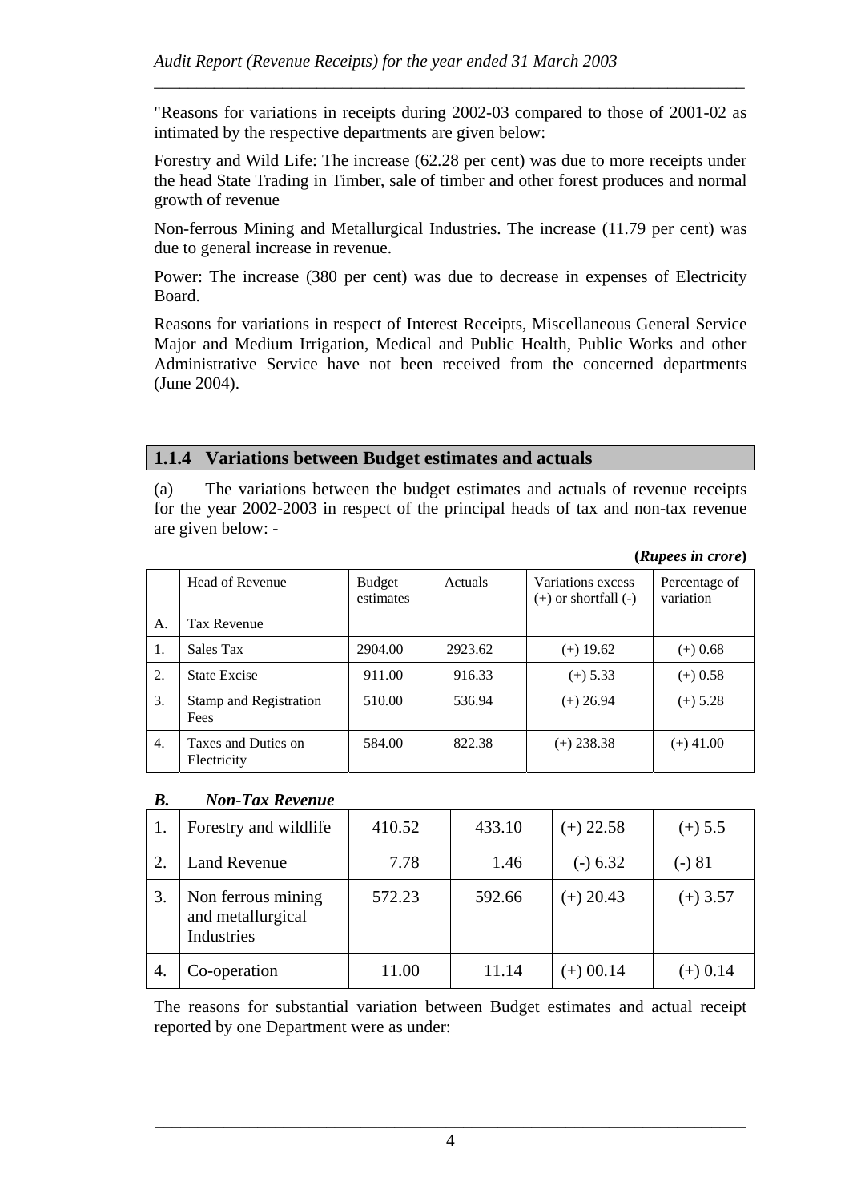"Reasons for variations in receipts during 2002-03 compared to those of 2001-02 as intimated by the respective departments are given below:

Forestry and Wild Life: The increase (62.28 per cent) was due to more receipts under the head State Trading in Timber, sale of timber and other forest produces and normal growth of revenue

Non-ferrous Mining and Metallurgical Industries. The increase (11.79 per cent) was due to general increase in revenue.

Power: The increase (380 per cent) was due to decrease in expenses of Electricity Board.

Reasons for variations in respect of Interest Receipts, Miscellaneous General Service Major and Medium Irrigation, Medical and Public Health, Public Works and other Administrative Service have not been received from the concerned departments (June 2004).

## 1.1.4 Variations between Budget estimates and actuals

(a) The variations between the budget estimates and actuals of revenue receipts for the year 2002-2003 in respect of the principal heads of tax and non-tax revenue are given below: -

**(*Rupees in crore*)**

| | Head of Revenue | Budget estimates | Actuals | Variations excess (+) or shortfall (-) | Percentage of variation |
|---|---|---|---|---|---|
| A. | Tax Revenue | | | | |
| 1. | Sales Tax | 2904.00 | 2923.62 | (+) 19.62 | (+) 0.68 |
| 2. | State Excise | 911.00 | 916.33 | (+) 5.33 | (+) 0.58 |
| 3. | Stamp and Registration Fees | 510.00 | 536.94 | (+) 26.94 | (+) 5.28 |
| 4. | Taxes and Duties on Electricity | 584.00 | 822.38 | (+) 238.38 | (+) 41.00 |
| ***B.*** | ***Non-Tax Revenue*** | | | | |
| 1. | Forestry and wildlife | 410.52 | 433.10 | (+) 22.58 | (+) 5.5 |
| 2. | Land Revenue | 7.78 | 1.46 | (-) 6.32 | (-) 81 |
| 3. | Non ferrous mining and metallurgical Industries | 572.23 | 592.66 | (+) 20.43 | (+) 3.57 |
| 4. | Co-operation | 11.00 | 11.14 | (+) 00.14 | (+) 0.14 |

The reasons for substantial variation between Budget estimates and actual receipt reported by one Department were as under: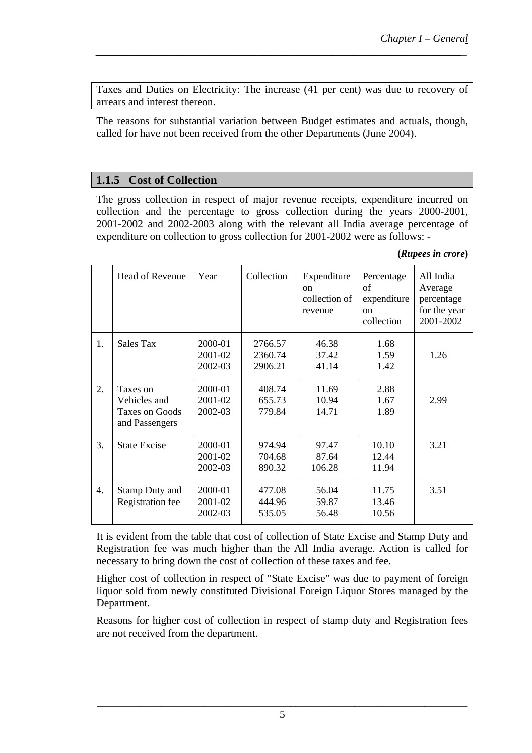Taxes and Duties on Electricity: The increase (41 per cent) was due to recovery of arrears and interest thereon.

The reasons for substantial variation between Budget estimates and actuals, though, called for have not been received from the other Departments (June 2004).

### 1.1.5 Cost of Collection

The gross collection in respect of major revenue receipts, expenditure incurred on collection and the percentage to gross collection during the years 2000-2001, 2001-2002 and 2002-2003 along with the relevant all India average percentage of expenditure on collection to gross collection for 2001-2002 were as follows: -

**(*Rupees in crore*)**

| | Head of Revenue | Year | Collection | Expenditure on collection of revenue | Percentage of expenditure on collection | All India Average percentage for the year 2001-2002 |
|---|---|---|---|---|---|---|
| 1. | Sales Tax | 2000-01<br>2001-02<br>2002-03 | 2766.57<br>2360.74<br>2906.21 | 46.38<br>37.42<br>41.14 | 1.68<br>1.59<br>1.42 | 1.26 |
| 2. | Taxes on Vehicles and Taxes on Goods and Passengers | 2000-01<br>2001-02<br>2002-03 | 408.74<br>655.73<br>779.84 | 11.69<br>10.94<br>14.71 | 2.88<br>1.67<br>1.89 | 2.99 |
| 3. | State Excise | 2000-01<br>2001-02<br>2002-03 | 974.94<br>704.68<br>890.32 | 97.47<br>87.64<br>106.28 | 10.10<br>12.44<br>11.94 | 3.21 |
| 4. | Stamp Duty and Registration fee | 2000-01<br>2001-02<br>2002-03 | 477.08<br>444.96<br>535.05 | 56.04<br>59.87<br>56.48 | 11.75<br>13.46<br>10.56 | 3.51 |

It is evident from the table that cost of collection of State Excise and Stamp Duty and Registration fee was much higher than the All India average. Action is called for necessary to bring down the cost of collection of these taxes and fee.

Higher cost of collection in respect of "State Excise" was due to payment of foreign liquor sold from newly constituted Divisional Foreign Liquor Stores managed by the Department.

Reasons for higher cost of collection in respect of stamp duty and Registration fees are not received from the department.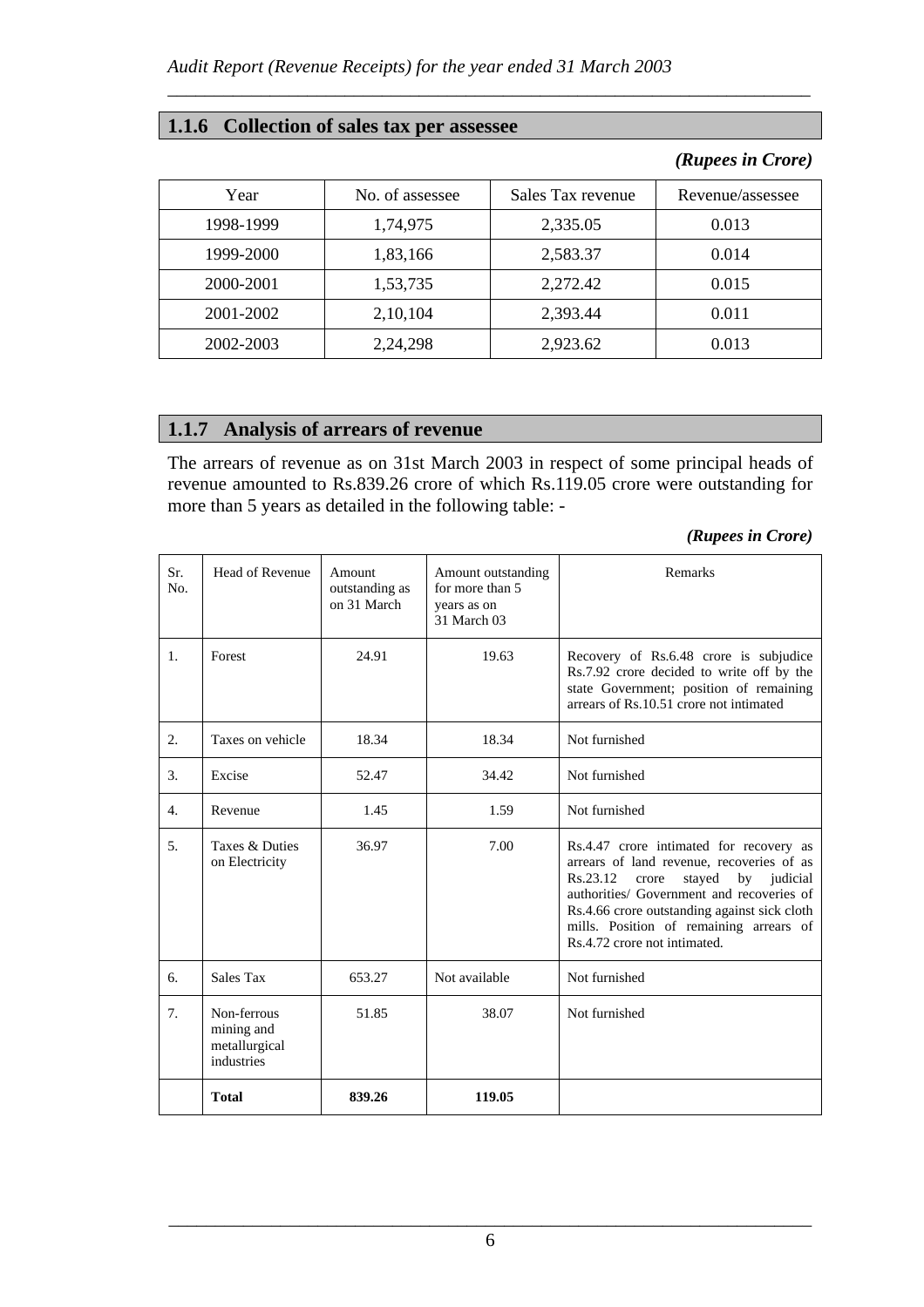## 1.1.6 Collection of sales tax per assessee

*(Rupees in Crore)*

| Year | No. of assessee | Sales Tax revenue | Revenue/assessee |
|---|---|---|---|
| 1998-1999 | 1,74,975 | 2,335.05 | 0.013 |
| 1999-2000 | 1,83,166 | 2,583.37 | 0.014 |
| 2000-2001 | 1,53,735 | 2,272.42 | 0.015 |
| 2001-2002 | 2,10,104 | 2,393.44 | 0.011 |
| 2002-2003 | 2,24,298 | 2,923.62 | 0.013 |

## 1.1.7 Analysis of arrears of revenue

The arrears of revenue as on 31st March 2003 in respect of some principal heads of revenue amounted to Rs.839.26 crore of which Rs.119.05 crore were outstanding for more than 5 years as detailed in the following table: -

*(Rupees in Crore)*

| Sr. No. | Head of Revenue | Amount outstanding as on 31 March | Amount outstanding for more than 5 years as on 31 March 03 | Remarks |
|---|---|---|---|---|
| 1. | Forest | 24.91 | 19.63 | Recovery of Rs.6.48 crore is subjudice Rs.7.92 crore decided to write off by the state Government; position of remaining arrears of Rs.10.51 crore not intimated |
| 2. | Taxes on vehicle | 18.34 | 18.34 | Not furnished |
| 3. | Excise | 52.47 | 34.42 | Not furnished |
| 4. | Revenue | 1.45 | 1.59 | Not furnished |
| 5. | Taxes & Duties on Electricity | 36.97 | 7.00 | Rs.4.47 crore intimated for recovery as arrears of land revenue, recoveries of as Rs.23.12 crore stayed by judicial authorities/ Government and recoveries of Rs.4.66 crore outstanding against sick cloth mills. Position of remaining arrears of Rs.4.72 crore not intimated. |
| 6. | Sales Tax | 653.27 | Not available | Not furnished |
| 7. | Non-ferrous mining and metallurgical industries | 51.85 | 38.07 | Not furnished |
| | **Total** | **839.26** | **119.05** | |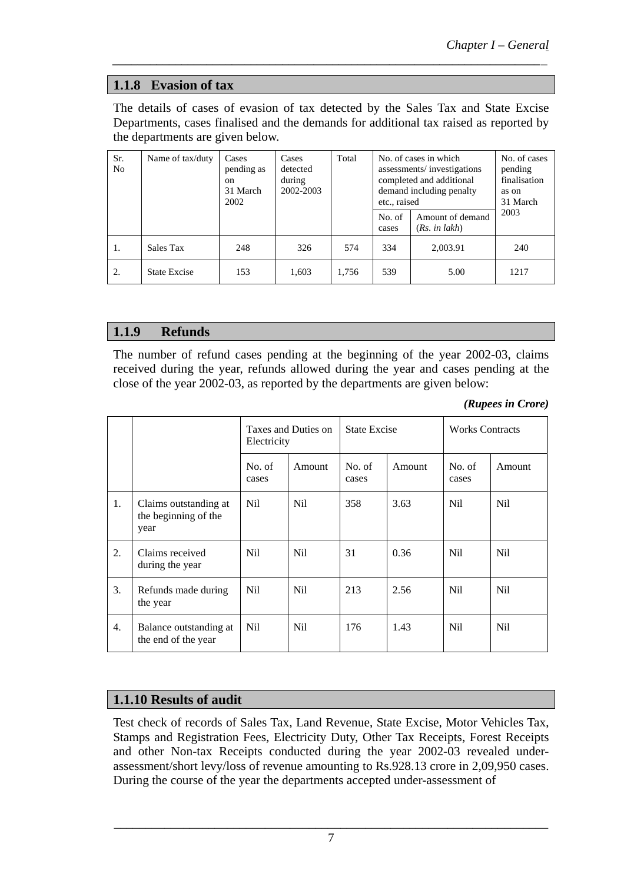### 1.1.8 Evasion of tax

The details of cases of evasion of tax detected by the Sales Tax and State Excise Departments, cases finalised and the demands for additional tax raised as reported by the departments are given below.

| Sr. No | Name of tax/duty | Cases pending as on 31 March 2002 | Cases detected during 2002-2003 | Total | No. of cases in which assessments/ investigations completed and additional demand including penalty etc., raised | | No. of cases pending finalisation as on 31 March 2003 |
|---|---|---|---|---|---|---|---|
| | | | | | No. of cases | Amount of demand (*Rs. in lakh*) | |
| 1. | Sales Tax | 248 | 326 | 574 | 334 | 2,003.91 | 240 |
| 2. | State Excise | 153 | 1,603 | 1,756 | 539 | 5.00 | 1217 |

### 1.1.9 Refunds

The number of refund cases pending at the beginning of the year 2002-03, claims received during the year, refunds allowed during the year and cases pending at the close of the year 2002-03, as reported by the departments are given below:

***(Rupees in Crore)***

| | | Taxes and Duties on Electricity | | State Excise | | Works Contracts | |
|---|---|---|---|---|---|---|---|
| | | No. of cases | Amount | No. of cases | Amount | No. of cases | Amount |
| 1. | Claims outstanding at the beginning of the year | Nil | Nil | 358 | 3.63 | Nil | Nil |
| 2. | Claims received during the year | Nil | Nil | 31 | 0.36 | Nil | Nil |
| 3. | Refunds made during the year | Nil | Nil | 213 | 2.56 | Nil | Nil |
| 4. | Balance outstanding at the end of the year | Nil | Nil | 176 | 1.43 | Nil | Nil |

### 1.1.10 Results of audit

Test check of records of Sales Tax, Land Revenue, State Excise, Motor Vehicles Tax, Stamps and Registration Fees, Electricity Duty, Other Tax Receipts, Forest Receipts and other Non-tax Receipts conducted during the year 2002-03 revealed under-assessment/short levy/loss of revenue amounting to Rs.928.13 crore in 2,09,950 cases. During the course of the year the departments accepted under-assessment of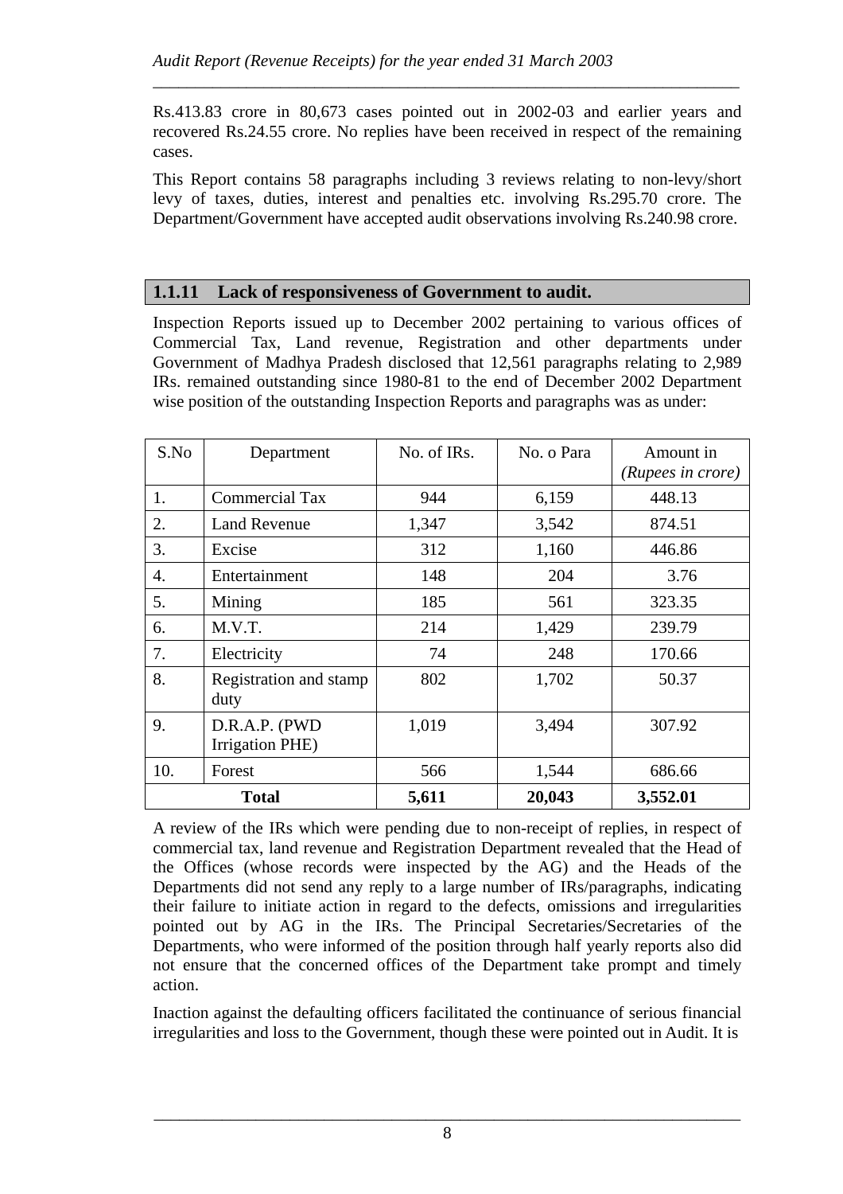Rs.413.83 crore in 80,673 cases pointed out in 2002-03 and earlier years and recovered Rs.24.55 crore. No replies have been received in respect of the remaining cases.

This Report contains 58 paragraphs including 3 reviews relating to non-levy/short levy of taxes, duties, interest and penalties etc. involving Rs.295.70 crore. The Department/Government have accepted audit observations involving Rs.240.98 crore.

### 1.1.11 Lack of responsiveness of Government to audit.

Inspection Reports issued up to December 2002 pertaining to various offices of Commercial Tax, Land revenue, Registration and other departments under Government of Madhya Pradesh disclosed that 12,561 paragraphs relating to 2,989 IRs. remained outstanding since 1980-81 to the end of December 2002 Department wise position of the outstanding Inspection Reports and paragraphs was as under:

| S.No | Department | No. of IRs. | No. o Para | Amount in *(Rupees in crore)* |
|---|---|---|---|---|
| 1. | Commercial Tax | 944 | 6,159 | 448.13 |
| 2. | Land Revenue | 1,347 | 3,542 | 874.51 |
| 3. | Excise | 312 | 1,160 | 446.86 |
| 4. | Entertainment | 148 | 204 | 3.76 |
| 5. | Mining | 185 | 561 | 323.35 |
| 6. | M.V.T. | 214 | 1,429 | 239.79 |
| 7. | Electricity | 74 | 248 | 170.66 |
| 8. | Registration and stamp duty | 802 | 1,702 | 50.37 |
| 9. | D.R.A.P. (PWD Irrigation PHE) | 1,019 | 3,494 | 307.92 |
| 10. | Forest | 566 | 1,544 | 686.66 |
| **Total** | | **5,611** | **20,043** | **3,552.01** |

A review of the IRs which were pending due to non-receipt of replies, in respect of commercial tax, land revenue and Registration Department revealed that the Head of the Offices (whose records were inspected by the AG) and the Heads of the Departments did not send any reply to a large number of IRs/paragraphs, indicating their failure to initiate action in regard to the defects, omissions and irregularities pointed out by AG in the IRs. The Principal Secretaries/Secretaries of the Departments, who were informed of the position through half yearly reports also did not ensure that the concerned offices of the Department take prompt and timely action.

Inaction against the defaulting officers facilitated the continuance of serious financial irregularities and loss to the Government, though these were pointed out in Audit. It is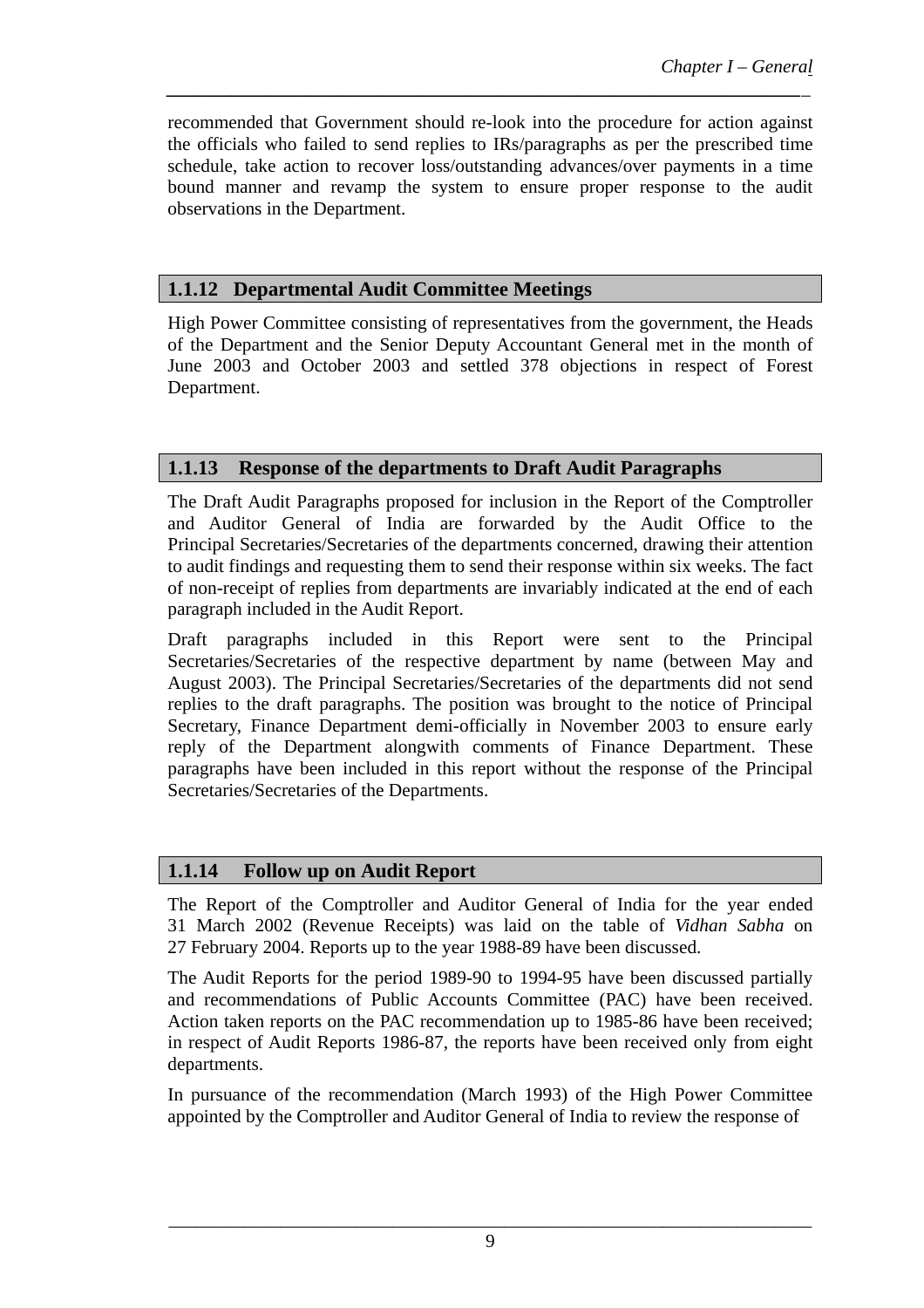recommended that Government should re-look into the procedure for action against the officials who failed to send replies to IRs/paragraphs as per the prescribed time schedule, take action to recover loss/outstanding advances/over payments in a time bound manner and revamp the system to ensure proper response to the audit observations in the Department.

### 1.1.12 Departmental Audit Committee Meetings

High Power Committee consisting of representatives from the government, the Heads of the Department and the Senior Deputy Accountant General met in the month of June 2003 and October 2003 and settled 378 objections in respect of Forest Department.

### 1.1.13 Response of the departments to Draft Audit Paragraphs

The Draft Audit Paragraphs proposed for inclusion in the Report of the Comptroller and Auditor General of India are forwarded by the Audit Office to the Principal Secretaries/Secretaries of the departments concerned, drawing their attention to audit findings and requesting them to send their response within six weeks. The fact of non-receipt of replies from departments are invariably indicated at the end of each paragraph included in the Audit Report.

Draft paragraphs included in this Report were sent to the Principal Secretaries/Secretaries of the respective department by name (between May and August 2003). The Principal Secretaries/Secretaries of the departments did not send replies to the draft paragraphs. The position was brought to the notice of Principal Secretary, Finance Department demi-officially in November 2003 to ensure early reply of the Department alongwith comments of Finance Department. These paragraphs have been included in this report without the response of the Principal Secretaries/Secretaries of the Departments.

### 1.1.14 Follow up on Audit Report

The Report of the Comptroller and Auditor General of India for the year ended 31 March 2002 (Revenue Receipts) was laid on the table of *Vidhan Sabha* on 27 February 2004. Reports up to the year 1988-89 have been discussed.

The Audit Reports for the period 1989-90 to 1994-95 have been discussed partially and recommendations of Public Accounts Committee (PAC) have been received. Action taken reports on the PAC recommendation up to 1985-86 have been received; in respect of Audit Reports 1986-87, the reports have been received only from eight departments.

In pursuance of the recommendation (March 1993) of the High Power Committee appointed by the Comptroller and Auditor General of India to review the response of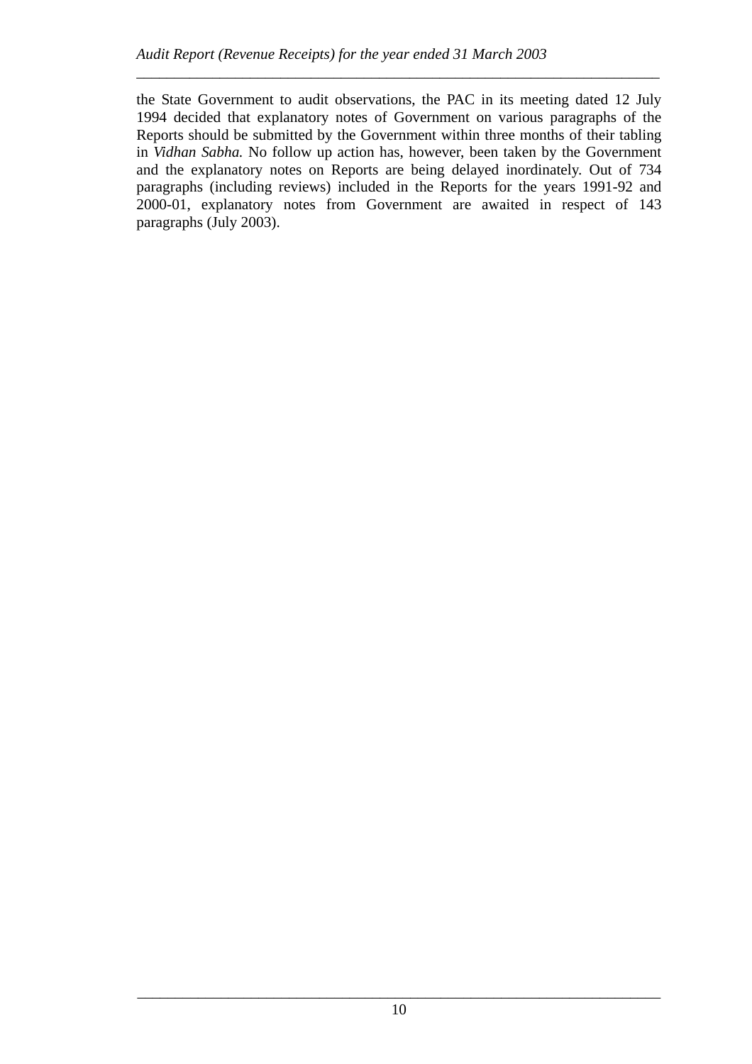the State Government to audit observations, the PAC in its meeting dated 12 July 1994 decided that explanatory notes of Government on various paragraphs of the Reports should be submitted by the Government within three months of their tabling in *Vidhan Sabha.* No follow up action has, however, been taken by the Government and the explanatory notes on Reports are being delayed inordinately. Out of 734 paragraphs (including reviews) included in the Reports for the years 1991-92 and 2000-01, explanatory notes from Government are awaited in respect of 143 paragraphs (July 2003).